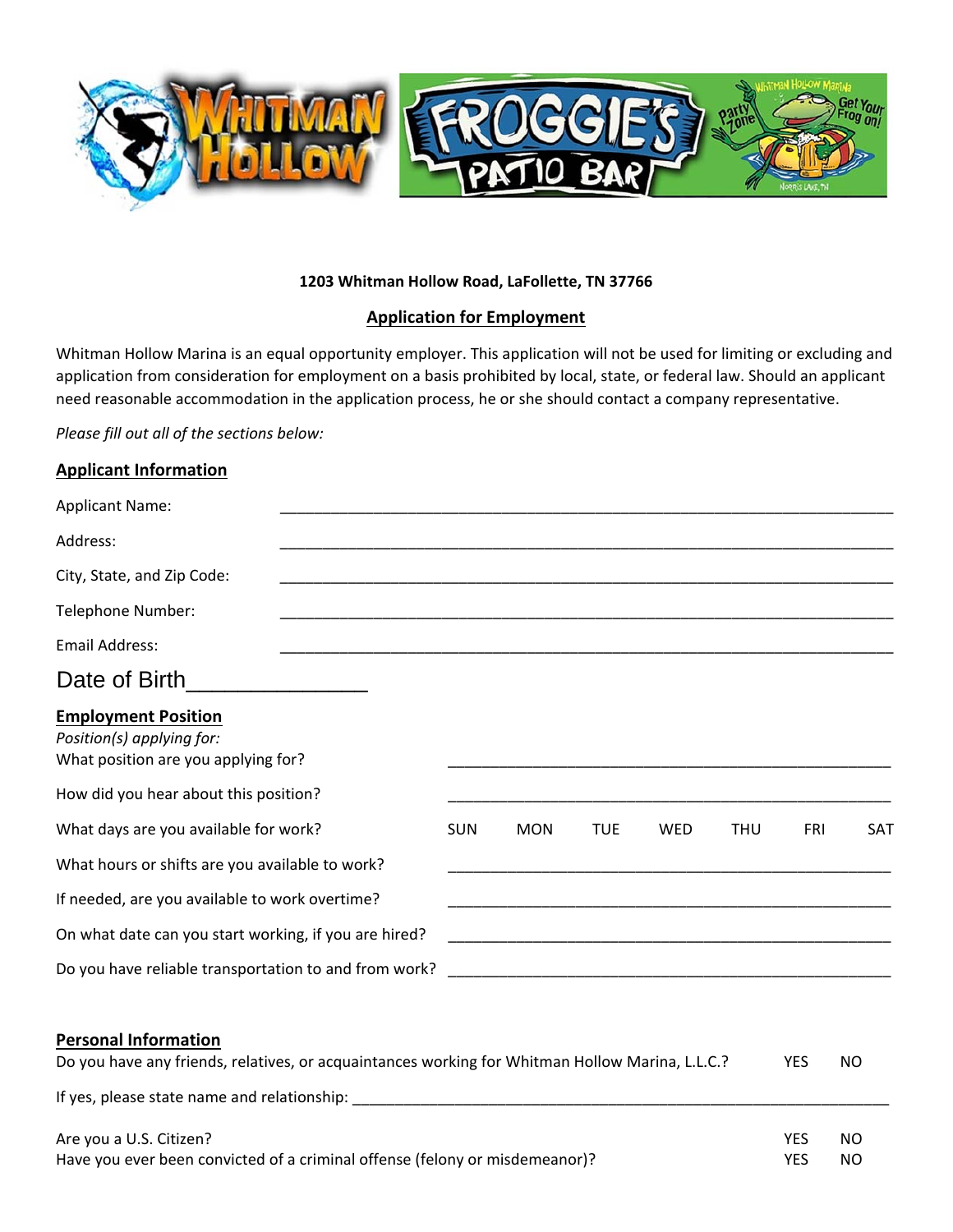**1203 Whitman Hollow Road, LaFollette, TN 37766**

## Application for Employment

Whitman Hollow Marina is an equal opportunity employer. This application will not be used for limiting or excluding and application from consideration for employment on a basis prohibited by local, state, or federal law. Should an applicant need reasonable accommodation in the application process, he or she should contact a company representative.

*Please fill out all of the sections below:*

### Applicant Information

Applicant Name: ____________________________________________

Address: ____________________________________________

City, State, and Zip Code: ____________________________________________

Telephone Number: ____________________________________________

Email Address: ____________________________________________

Date of Birth_______________

### Employment Position

*Position(s) applying for:*

What position are you applying for? ____________________________________________

How did you hear about this position? ____________________________________________

What days are you available for work? SUN MON TUE WED THU FRI SAT

What hours or shifts are you available to work? ____________________________________________

If needed, are you available to work overtime? ____________________________________________

On what date can you start working, if you are hired? ____________________________________________

Do you have reliable transportation to and from work? ____________________________________________

### Personal Information

Do you have any friends, relatives, or acquaintances working for Whitman Hollow Marina, L.L.C.? YES NO

If yes, please state name and relationship: ____________________________________________

Are you a U.S. Citizen? YES NO

Have you ever been convicted of a criminal offense (felony or misdemeanor)? YES NO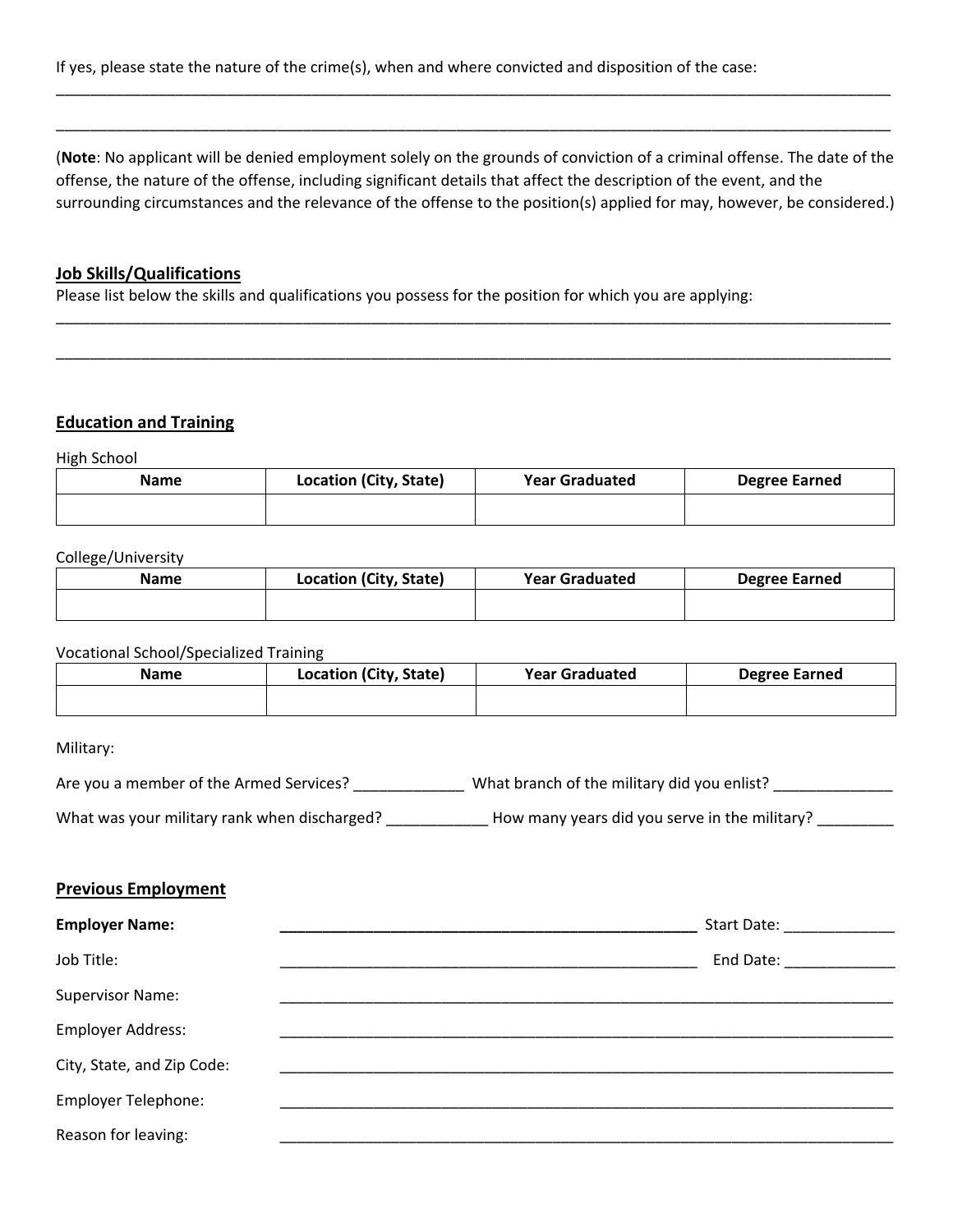If yes, please state the nature of the crime(s), when and where convicted and disposition of the case:

_____________________________________________________________________________________________

_____________________________________________________________________________________________

(**Note**: No applicant will be denied employment solely on the grounds of conviction of a criminal offense. The date of the offense, the nature of the offense, including significant details that affect the description of the event, and the surrounding circumstances and the relevance of the offense to the position(s) applied for may, however, be considered.)

## Job Skills/Qualifications

Please list below the skills and qualifications you possess for the position for which you are applying:

_____________________________________________________________________________________________

_____________________________________________________________________________________________

## Education and Training

High School

| Name | Location (City, State) | Year Graduated | Degree Earned |
|---|---|---|---|
| | | | |

College/University

| Name | Location (City, State) | Year Graduated | Degree Earned |
|---|---|---|---|
| | | | |

Vocational School/Specialized Training

| Name | Location (City, State) | Year Graduated | Degree Earned |
|---|---|---|---|
| | | | |

Military:

Are you a member of the Armed Services? _____________ What branch of the military did you enlist? ______________

What was your military rank when discharged? ____________ How many years did you serve in the military? _________

## Previous Employment

**Employer Name:** ___________________________________________________ Start Date: _____________

Job Title: ___________________________________________________ End Date: _____________

Supervisor Name: ___________________________________________________________________________

Employer Address: ___________________________________________________________________________

City, State, and Zip Code: ___________________________________________________________________________

Employer Telephone: ___________________________________________________________________________

Reason for leaving: ___________________________________________________________________________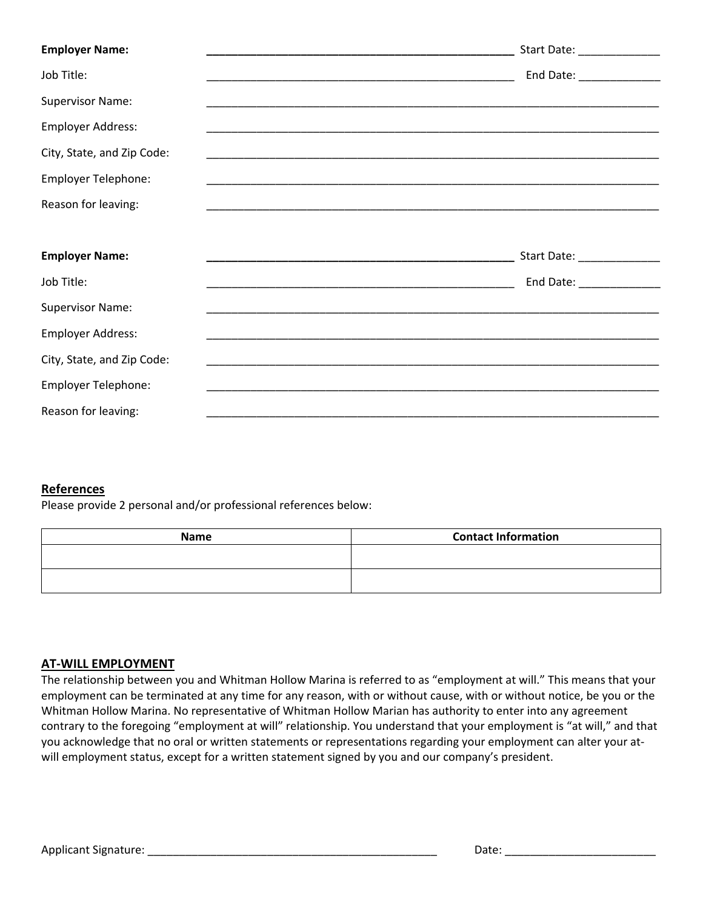**Employer Name:** ______________________________ Start Date: ____________

Job Title: ______________________________ End Date: ____________

Supervisor Name: ______________________________

Employer Address: ______________________________

City, State, and Zip Code: ______________________________

Employer Telephone: ______________________________

Reason for leaving: ______________________________

**Employer Name:** ______________________________ Start Date: ____________

Job Title: ______________________________ End Date: ____________

Supervisor Name: ______________________________

Employer Address: ______________________________

City, State, and Zip Code: ______________________________

Employer Telephone: ______________________________

Reason for leaving: ______________________________

## References

Please provide 2 personal and/or professional references below:

| Name | Contact Information |
|---|---|
| | |
| | |

## AT-WILL EMPLOYMENT

The relationship between you and Whitman Hollow Marina is referred to as "employment at will." This means that your employment can be terminated at any time for any reason, with or without cause, with or without notice, be you or the Whitman Hollow Marina. No representative of Whitman Hollow Marian has authority to enter into any agreement contrary to the foregoing "employment at will" relationship. You understand that your employment is "at will," and that you acknowledge that no oral or written statements or representations regarding your employment can alter your at-will employment status, except for a written statement signed by you and our company's president.

Applicant Signature: ______________________________ Date: ____________________